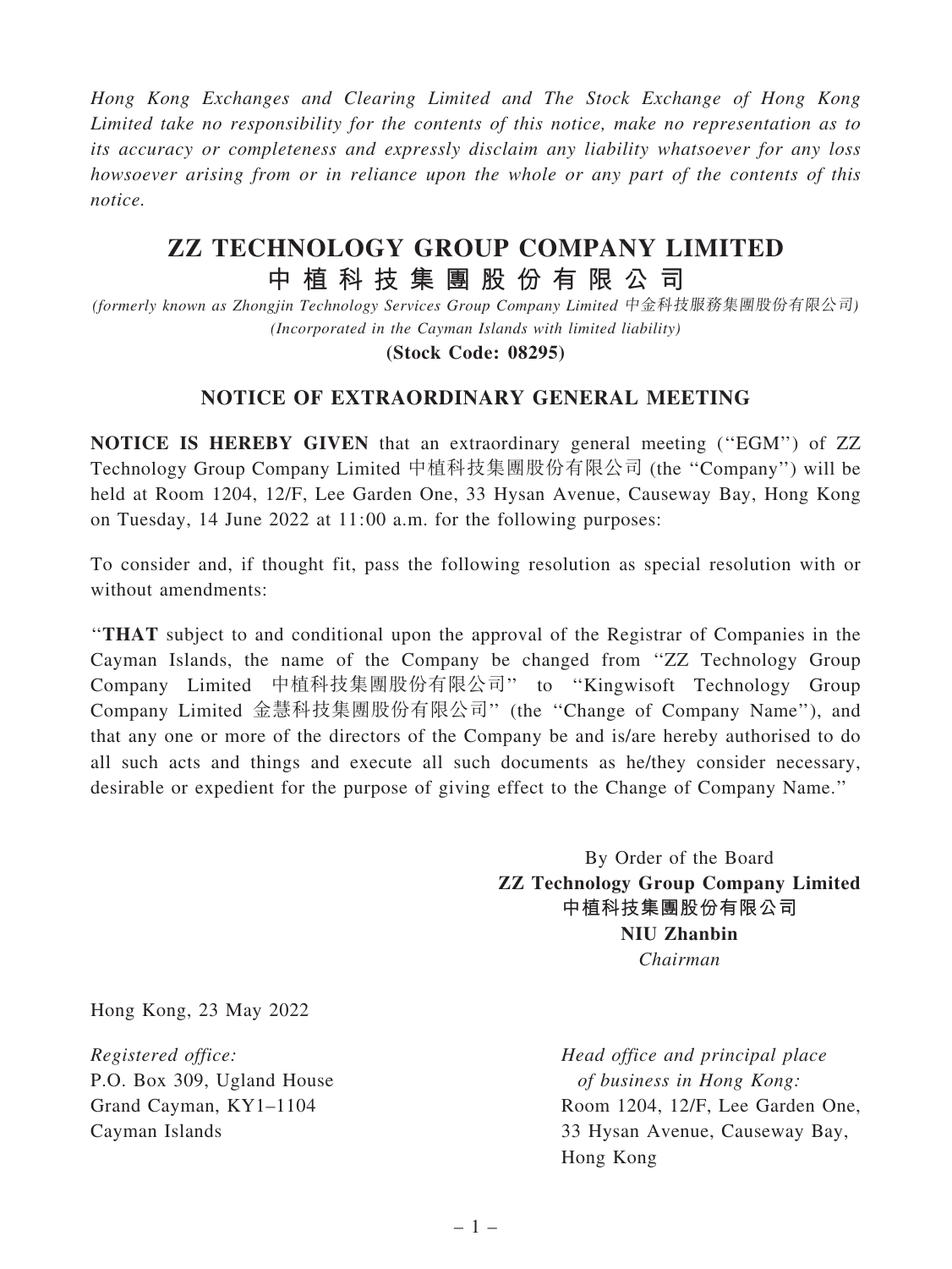*Hong Kong Exchanges and Clearing Limited and The Stock Exchange of Hong Kong Limited take no responsibility for the contents of this notice, make no representation as to its accuracy or completeness and expressly disclaim any liability whatsoever for any loss howsoever arising from or in reliance upon the whole or any part of the contents of this notice.*

# ZZ TECHNOLOGY GROUP COMPANY LIMITED
# 中植科技集團股份有限公司

*(formerly known as Zhongjin Technology Services Group Company Limited 中金科技服務集團股份有限公司)*
*(Incorporated in the Cayman Islands with limited liability)*

**(Stock Code: 08295)**

## NOTICE OF EXTRAORDINARY GENERAL MEETING

**NOTICE IS HEREBY GIVEN** that an extraordinary general meeting (''EGM'') of ZZ Technology Group Company Limited 中植科技集團股份有限公司 (the ''Company'') will be held at Room 1204, 12/F, Lee Garden One, 33 Hysan Avenue, Causeway Bay, Hong Kong on Tuesday, 14 June 2022 at 11:00 a.m. for the following purposes:

To consider and, if thought fit, pass the following resolution as special resolution with or without amendments:

''**THAT** subject to and conditional upon the approval of the Registrar of Companies in the Cayman Islands, the name of the Company be changed from ''ZZ Technology Group Company Limited 中植科技集團股份有限公司'' to ''Kingwisoft Technology Group Company Limited 金慧科技集團股份有限公司'' (the ''Change of Company Name''), and that any one or more of the directors of the Company be and is/are hereby authorised to do all such acts and things and execute all such documents as he/they consider necessary, desirable or expedient for the purpose of giving effect to the Change of Company Name.''

By Order of the Board
**ZZ Technology Group Company Limited**
**中植科技集團股份有限公司**
**NIU Zhanbin**
*Chairman*

Hong Kong, 23 May 2022

*Registered office:*
P.O. Box 309, Ugland House
Grand Cayman, KY1–1104
Cayman Islands

*Head office and principal place of business in Hong Kong:*
Room 1204, 12/F, Lee Garden One,
33 Hysan Avenue, Causeway Bay,
Hong Kong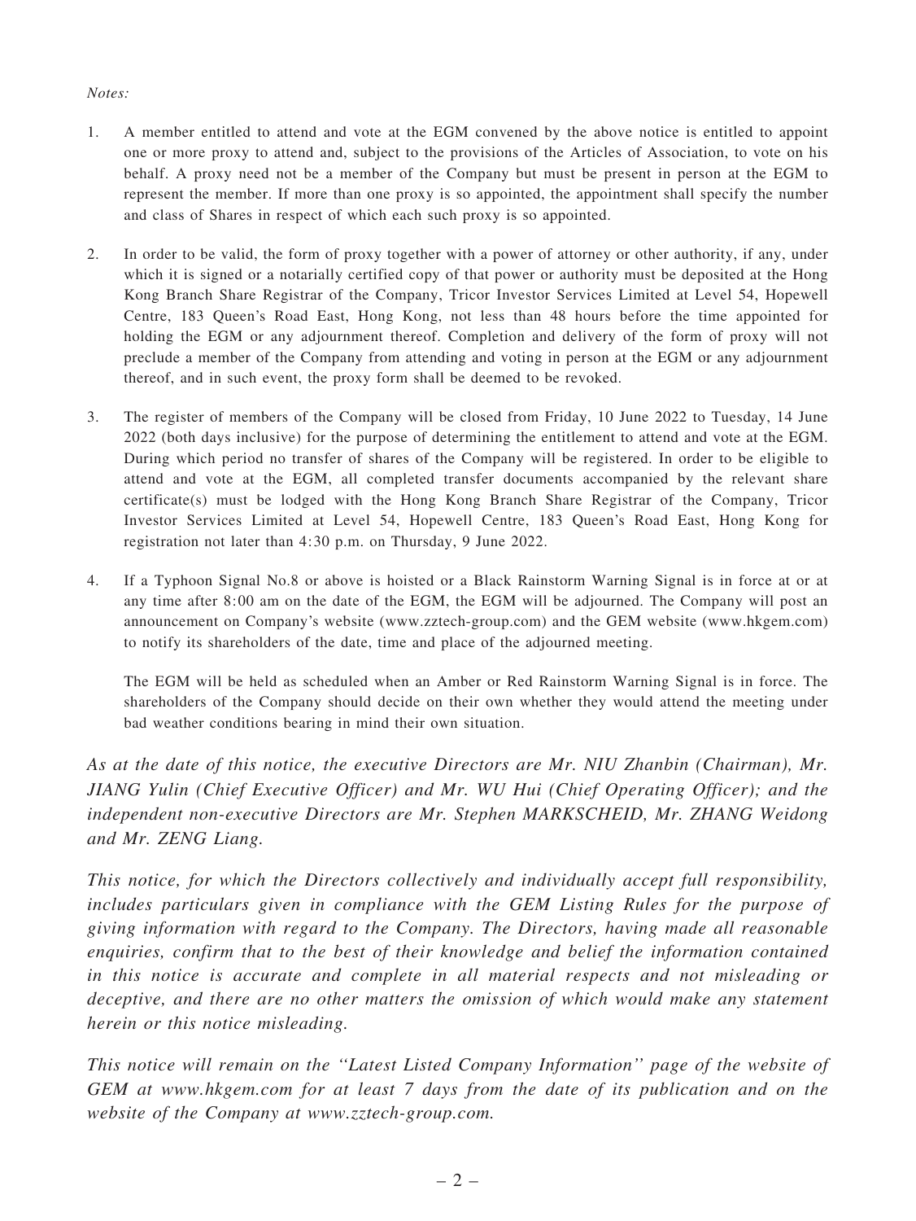*Notes:*

1. A member entitled to attend and vote at the EGM convened by the above notice is entitled to appoint one or more proxy to attend and, subject to the provisions of the Articles of Association, to vote on his behalf. A proxy need not be a member of the Company but must be present in person at the EGM to represent the member. If more than one proxy is so appointed, the appointment shall specify the number and class of Shares in respect of which each such proxy is so appointed.

2. In order to be valid, the form of proxy together with a power of attorney or other authority, if any, under which it is signed or a notarially certified copy of that power or authority must be deposited at the Hong Kong Branch Share Registrar of the Company, Tricor Investor Services Limited at Level 54, Hopewell Centre, 183 Queen's Road East, Hong Kong, not less than 48 hours before the time appointed for holding the EGM or any adjournment thereof. Completion and delivery of the form of proxy will not preclude a member of the Company from attending and voting in person at the EGM or any adjournment thereof, and in such event, the proxy form shall be deemed to be revoked.

3. The register of members of the Company will be closed from Friday, 10 June 2022 to Tuesday, 14 June 2022 (both days inclusive) for the purpose of determining the entitlement to attend and vote at the EGM. During which period no transfer of shares of the Company will be registered. In order to be eligible to attend and vote at the EGM, all completed transfer documents accompanied by the relevant share certificate(s) must be lodged with the Hong Kong Branch Share Registrar of the Company, Tricor Investor Services Limited at Level 54, Hopewell Centre, 183 Queen's Road East, Hong Kong for registration not later than 4:30 p.m. on Thursday, 9 June 2022.

4. If a Typhoon Signal No.8 or above is hoisted or a Black Rainstorm Warning Signal is in force at or at any time after 8:00 am on the date of the EGM, the EGM will be adjourned. The Company will post an announcement on Company's website (www.zztech-group.com) and the GEM website (www.hkgem.com) to notify its shareholders of the date, time and place of the adjourned meeting.

   The EGM will be held as scheduled when an Amber or Red Rainstorm Warning Signal is in force. The shareholders of the Company should decide on their own whether they would attend the meeting under bad weather conditions bearing in mind their own situation.

*As at the date of this notice, the executive Directors are Mr. NIU Zhanbin (Chairman), Mr. JIANG Yulin (Chief Executive Officer) and Mr. WU Hui (Chief Operating Officer); and the independent non-executive Directors are Mr. Stephen MARKSCHEID, Mr. ZHANG Weidong and Mr. ZENG Liang.*

*This notice, for which the Directors collectively and individually accept full responsibility, includes particulars given in compliance with the GEM Listing Rules for the purpose of giving information with regard to the Company. The Directors, having made all reasonable enquiries, confirm that to the best of their knowledge and belief the information contained in this notice is accurate and complete in all material respects and not misleading or deceptive, and there are no other matters the omission of which would make any statement herein or this notice misleading.*

*This notice will remain on the "Latest Listed Company Information" page of the website of GEM at www.hkgem.com for at least 7 days from the date of its publication and on the website of the Company at www.zztech-group.com.*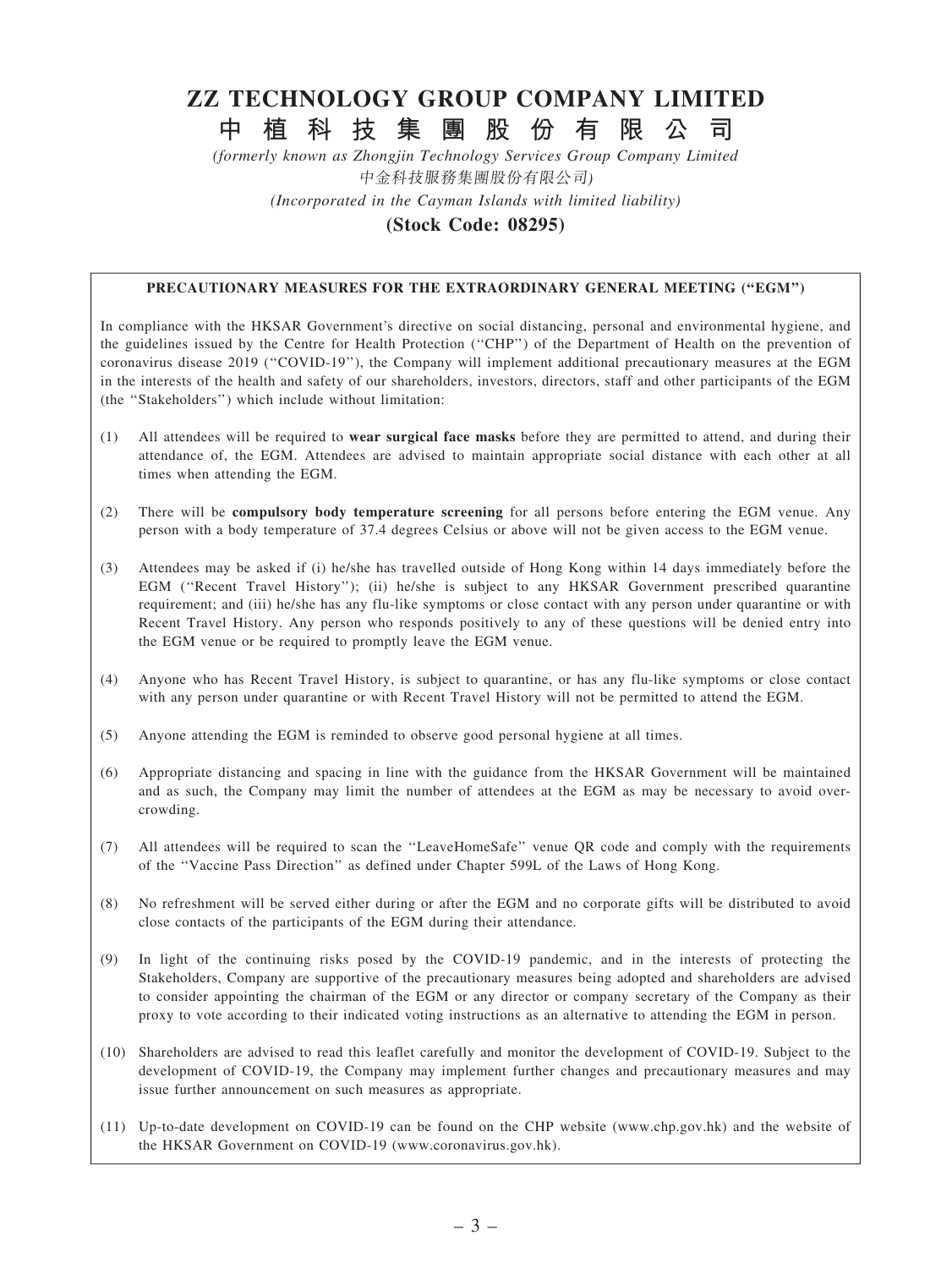# ZZ TECHNOLOGY GROUP COMPANY LIMITED
# 中植科技集團股份有限公司

*(formerly known as Zhongjin Technology Services Group Company Limited*
*中金科技服務集團股份有限公司)*
*(Incorporated in the Cayman Islands with limited liability)*

**(Stock Code: 08295)**

**PRECAUTIONARY MEASURES FOR THE EXTRAORDINARY GENERAL MEETING ("EGM")**

In compliance with the HKSAR Government's directive on social distancing, personal and environmental hygiene, and the guidelines issued by the Centre for Health Protection ("CHP") of the Department of Health on the prevention of coronavirus disease 2019 ("COVID-19"), the Company will implement additional precautionary measures at the EGM in the interests of the health and safety of our shareholders, investors, directors, staff and other participants of the EGM (the "Stakeholders") which include without limitation:

(1) All attendees will be required to **wear surgical face masks** before they are permitted to attend, and during their attendance of, the EGM. Attendees are advised to maintain appropriate social distance with each other at all times when attending the EGM.

(2) There will be **compulsory body temperature screening** for all persons before entering the EGM venue. Any person with a body temperature of 37.4 degrees Celsius or above will not be given access to the EGM venue.

(3) Attendees may be asked if (i) he/she has travelled outside of Hong Kong within 14 days immediately before the EGM ("Recent Travel History"); (ii) he/she is subject to any HKSAR Government prescribed quarantine requirement; and (iii) he/she has any flu-like symptoms or close contact with any person under quarantine or with Recent Travel History. Any person who responds positively to any of these questions will be denied entry into the EGM venue or be required to promptly leave the EGM venue.

(4) Anyone who has Recent Travel History, is subject to quarantine, or has any flu-like symptoms or close contact with any person under quarantine or with Recent Travel History will not be permitted to attend the EGM.

(5) Anyone attending the EGM is reminded to observe good personal hygiene at all times.

(6) Appropriate distancing and spacing in line with the guidance from the HKSAR Government will be maintained and as such, the Company may limit the number of attendees at the EGM as may be necessary to avoid over-crowding.

(7) All attendees will be required to scan the "LeaveHomeSafe" venue QR code and comply with the requirements of the "Vaccine Pass Direction" as defined under Chapter 599L of the Laws of Hong Kong.

(8) No refreshment will be served either during or after the EGM and no corporate gifts will be distributed to avoid close contacts of the participants of the EGM during their attendance.

(9) In light of the continuing risks posed by the COVID-19 pandemic, and in the interests of protecting the Stakeholders, Company are supportive of the precautionary measures being adopted and shareholders are advised to consider appointing the chairman of the EGM or any director or company secretary of the Company as their proxy to vote according to their indicated voting instructions as an alternative to attending the EGM in person.

(10) Shareholders are advised to read this leaflet carefully and monitor the development of COVID-19. Subject to the development of COVID-19, the Company may implement further changes and precautionary measures and may issue further announcement on such measures as appropriate.

(11) Up-to-date development on COVID-19 can be found on the CHP website (www.chp.gov.hk) and the website of the HKSAR Government on COVID-19 (www.coronavirus.gov.hk).